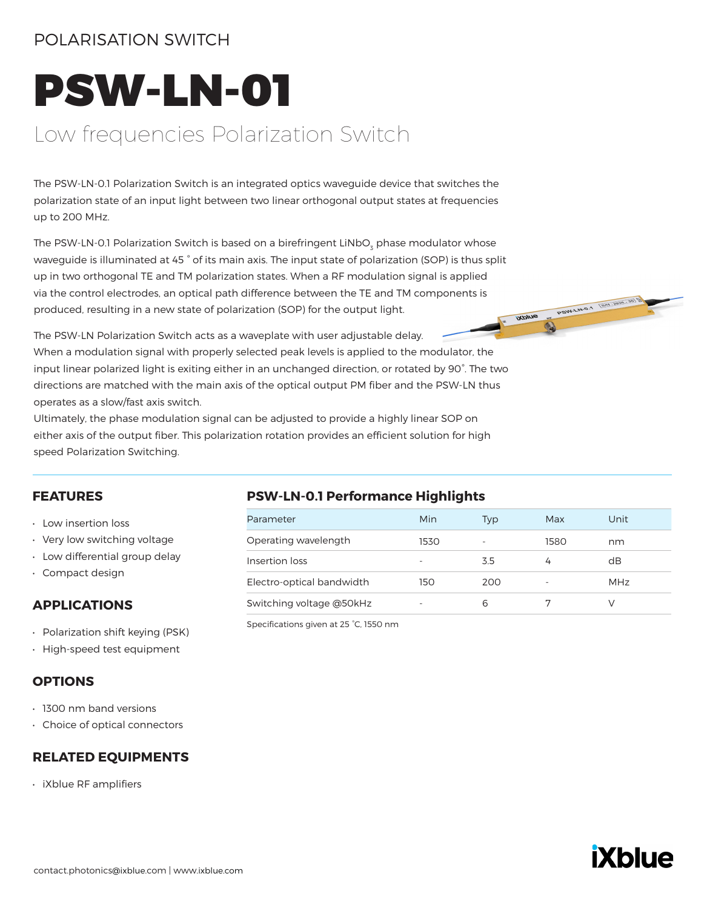POLARISATION SWITCH

# PSW-LN-01

## Low frequencies Polarization Switch

The PSW-LN-0.1 Polarization Switch is an integrated optics waveguide device that switches the polarization state of an input light between two linear orthogonal output states at frequencies up to 200 MHz.

The PSW-LN-0.1 Polarization Switch is based on a birefringent $LiNbO_3$ phase modulator whose waveguide is illuminated at 45 ° of its main axis. The input state of polarization (SOP) is thus split up in two orthogonal TE and TM polarization states. When a RF modulation signal is applied via the control electrodes, an optical path difference between the TE and TM components is produced, resulting in a new state of polarization (SOP) for the output light.

The PSW-LN Polarization Switch acts as a waveplate with user adjustable delay.
When a modulation signal with properly selected peak levels is applied to the modulator, the input linear polarized light is exiting either in an unchanged direction, or rotated by 90˚. The two directions are matched with the main axis of the optical output PM fiber and the PSW-LN thus operates as a slow/fast axis switch.
Ultimately, the phase modulation signal can be adjusted to provide a highly linear SOP on either axis of the output fiber. This polarization rotation provides an efficient solution for high speed Polarization Switching.

### FEATURES

- Low insertion loss
- Very low switching voltage
- Low differential group delay
- Compact design

### APPLICATIONS

- Polarization shift keying (PSK)
- High-speed test equipment

### OPTIONS

- 1300 nm band versions
- Choice of optical connectors

### RELATED EQUIPMENTS

- iXblue RF amplifiers

### PSW-LN-0.1 Performance Highlights

| Parameter | Min | Typ | Max | Unit |
|---|---|---|---|---|
| Operating wavelength | 1530 | - | 1580 | nm |
| Insertion loss | - | 3.5 | 4 | dB |
| Electro-optical bandwidth | 150 | 200 | - | MHz |
| Switching voltage @50kHz | - | 6 | 7 | V |

Specifications given at 25 ˚C, 1550 nm

contact.photonics@ixblue.com | www.ixblue.com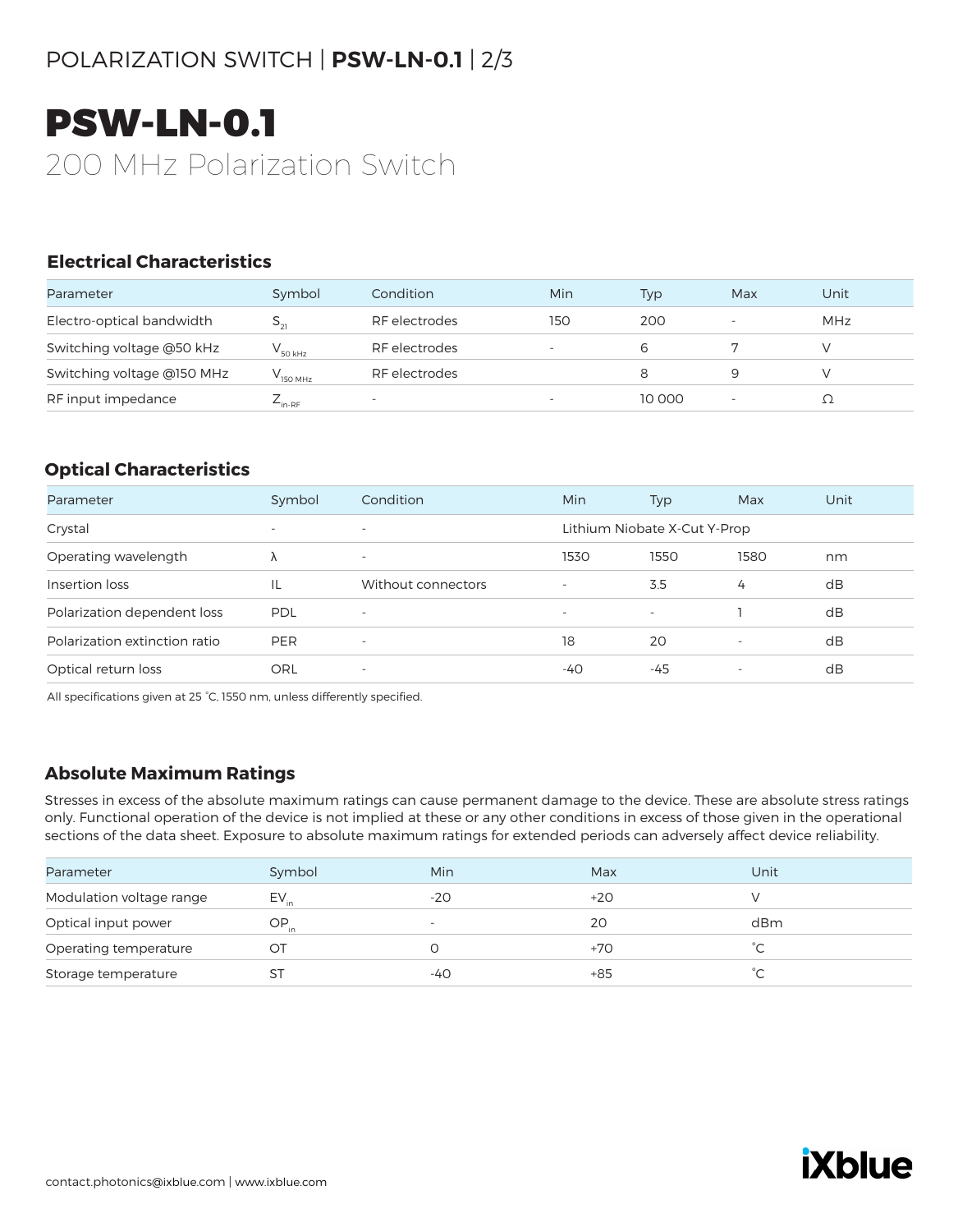# PSW-LN-0.1

200 MHz Polarization Switch

## Electrical Characteristics

| Parameter | Symbol | Condition | Min | Typ | Max | Unit |
|---|---|---|---|---|---|---|
| Electro-optical bandwidth | $S_{21}$ | RF electrodes | 150 | 200 | - | MHz |
| Switching voltage @50 kHz | $V_{50\ kHz}$ | RF electrodes | - | 6 | 7 | V |
| Switching voltage @150 MHz | $V_{150\ MHz}$ | RF electrodes | | 8 | 9 | V |
| RF input impedance | $Z_{in\text{-}RF}$ | - | - | 10 000 | - | Ω |

## Optical Characteristics

| Parameter | Symbol | Condition | Min | Typ | Max | Unit |
|---|---|---|---|---|---|---|
| Crystal | - | - | Lithium Niobate X-Cut Y-Prop | | | |
| Operating wavelength | λ | - | 1530 | 1550 | 1580 | nm |
| Insertion loss | IL | Without connectors | - | 3.5 | 4 | dB |
| Polarization dependent loss | PDL | - | - | - | 1 | dB |
| Polarization extinction ratio | PER | - | 18 | 20 | - | dB |
| Optical return loss | ORL | - | -40 | -45 | - | dB |

All specifications given at 25 °C, 1550 nm, unless differently specified.

## Absolute Maximum Ratings

Stresses in excess of the absolute maximum ratings can cause permanent damage to the device. These are absolute stress ratings only. Functional operation of the device is not implied at these or any other conditions in excess of those given in the operational sections of the data sheet. Exposure to absolute maximum ratings for extended periods can adversely affect device reliability.

| Parameter | Symbol | Min | Max | Unit |
|---|---|---|---|---|
| Modulation voltage range | $EV_{in}$ | -20 | +20 | V |
| Optical input power | $OP_{in}$ | - | 20 | dBm |
| Operating temperature | OT | 0 | +70 | °C |
| Storage temperature | ST | -40 | +85 | °C |

contact.photonics@ixblue.com | www.ixblue.com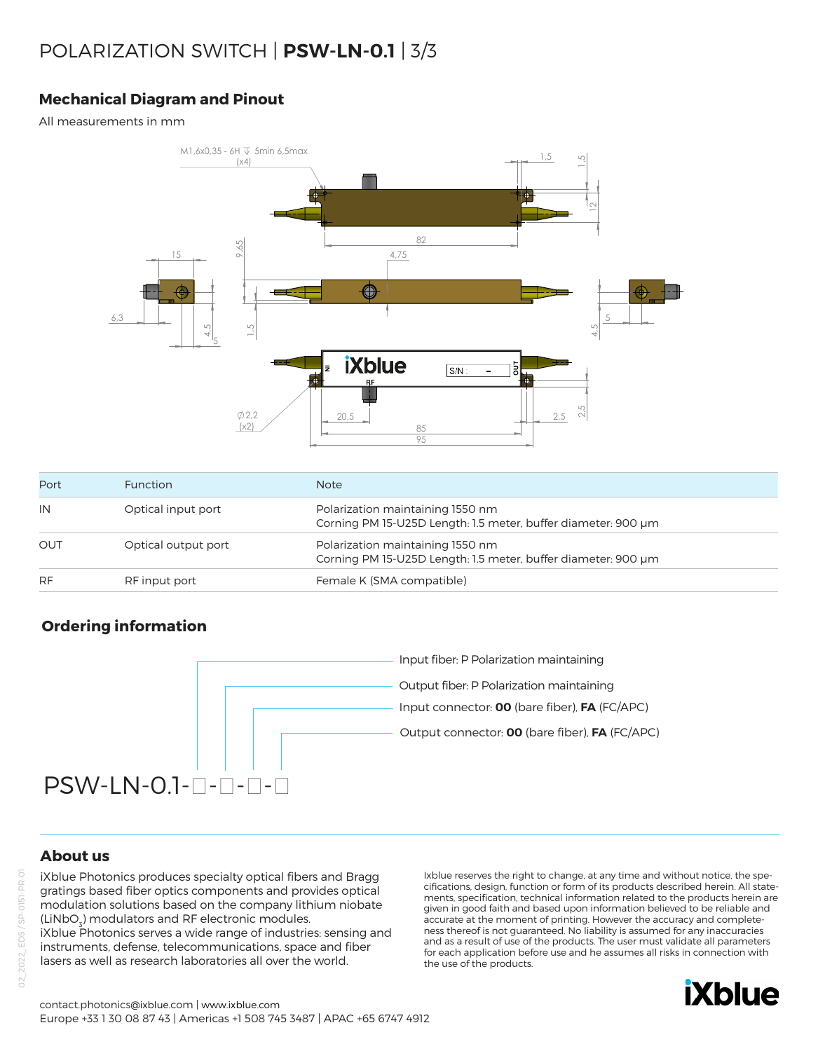## Mechanical Diagram and Pinout

All measurements in mm

M1,6x0,35 - 6H ↧ 5min 6,5max
(x4)

1,5
1,5
12
82
9,65
4,75
15
6,3
4,5
5
1,5
4,5
5
∅2,2
(x2)
20,5
85
95
2,5
2,5

IN
iXblue
S/N : -
OUT
RF

| Port | Function | Note |
|---|---|---|
| IN | Optical input port | Polarization maintaining 1550 nm<br>Corning PM 15-U25D Length: 1.5 meter, buffer diameter: 900 µm |
| OUT | Optical output port | Polarization maintaining 1550 nm<br>Corning PM 15-U25D Length: 1.5 meter, buffer diameter: 900 µm |
| RF | RF input port | Female K (SMA compatible) |

## Ordering information

Input fiber: P Polarization maintaining

Output fiber: P Polarization maintaining

Input connector: **00** (bare fiber), **FA** (FC/APC)

Output connector: **00** (bare fiber), **FA** (FC/APC)

PSW-LN-0.1-□-□-□-□

## About us

iXblue Photonics produces specialty optical fibers and Bragg gratings based fiber optics components and provides optical modulation solutions based on the company lithium niobate ($LiNbO_3$) modulators and RF electronic modules.
iXblue Photonics serves a wide range of industries: sensing and instruments, defense, telecommunications, space and fiber lasers as well as research laboratories all over the world.

Ixblue reserves the right to change, at any time and without notice, the specifications, design, function or form of its products described herein. All statements, specification, technical information related to the products herein are given in good faith and based upon information believed to be reliable and accurate at the moment of printing. However the accuracy and completeness thereof is not guaranteed. No liability is assumed for any inaccuracies and as a result of use of the products. The user must validate all parameters for each application before use and he assumes all risks in connection with the use of the products.

iXblue

contact.photonics@ixblue.com | www.ixblue.com
Europe +33 1 30 08 87 43 | Americas +1 508 745 3487 | APAC +65 6747 4912